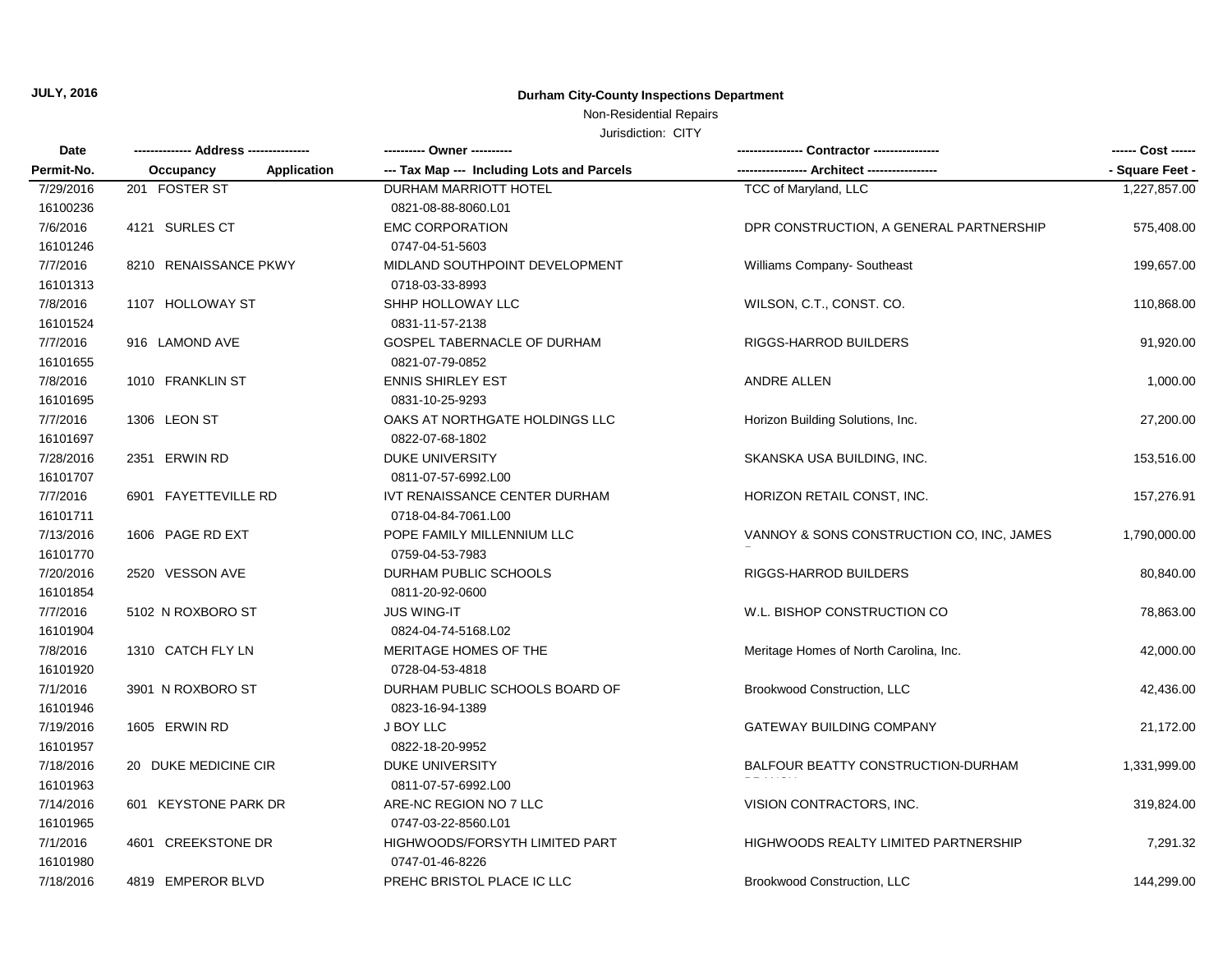**JULY, 2016**

**Durham City-County Inspections Department**

Non-Residential Repairs

Jurisdiction: CITY

| Date<br>Permit-No. | Address<br>Occupancy Application | Owner<br>Tax Map --- Including Lots and Parcels | Contractor<br>Architect | Cost<br>Square Feet |
|---|---|---|---|---|
| 7/29/2016<br>16100236 | 201 FOSTER ST | DURHAM MARRIOTT HOTEL<br>0821-08-88-8060.L01 | TCC of Maryland, LLC | 1,227,857.00 |
| 7/6/2016<br>16101246 | 4121 SURLES CT | EMC CORPORATION<br>0747-04-51-5603 | DPR CONSTRUCTION, A GENERAL PARTNERSHIP | 575,408.00 |
| 7/7/2016<br>16101313 | 8210 RENAISSANCE PKWY | MIDLAND SOUTHPOINT DEVELOPMENT<br>0718-03-33-8993 | Williams Company- Southeast | 199,657.00 |
| 7/8/2016<br>16101524 | 1107 HOLLOWAY ST | SHHP HOLLOWAY LLC<br>0831-11-57-2138 | WILSON, C.T., CONST. CO. | 110,868.00 |
| 7/7/2016<br>16101655 | 916 LAMOND AVE | GOSPEL TABERNACLE OF DURHAM<br>0821-07-79-0852 | RIGGS-HARROD BUILDERS | 91,920.00 |
| 7/8/2016<br>16101695 | 1010 FRANKLIN ST | ENNIS SHIRLEY EST<br>0831-10-25-9293 | ANDRE ALLEN | 1,000.00 |
| 7/7/2016<br>16101697 | 1306 LEON ST | OAKS AT NORTHGATE HOLDINGS LLC<br>0822-07-68-1802 | Horizon Building Solutions, Inc. | 27,200.00 |
| 7/28/2016<br>16101707 | 2351 ERWIN RD | DUKE UNIVERSITY<br>0811-07-57-6992.L00 | SKANSKA USA BUILDING, INC. | 153,516.00 |
| 7/7/2016<br>16101711 | 6901 FAYETTEVILLE RD | IVT RENAISSANCE CENTER DURHAM<br>0718-04-84-7061.L00 | HORIZON RETAIL CONST, INC. | 157,276.91 |
| 7/13/2016<br>16101770 | 1606 PAGE RD EXT | POPE FAMILY MILLENNIUM LLC<br>0759-04-53-7983 | VANNOY & SONS CONSTRUCTION CO, INC, JAMES | 1,790,000.00 |
| 7/20/2016<br>16101854 | 2520 VESSON AVE | DURHAM PUBLIC SCHOOLS<br>0811-20-92-0600 | RIGGS-HARROD BUILDERS | 80,840.00 |
| 7/7/2016<br>16101904 | 5102 N ROXBORO ST | JUS WING-IT<br>0824-04-74-5168.L02 | W.L. BISHOP CONSTRUCTION CO | 78,863.00 |
| 7/8/2016<br>16101920 | 1310 CATCH FLY LN | MERITAGE HOMES OF THE<br>0728-04-53-4818 | Meritage Homes of North Carolina, Inc. | 42,000.00 |
| 7/1/2016<br>16101946 | 3901 N ROXBORO ST | DURHAM PUBLIC SCHOOLS BOARD OF<br>0823-16-94-1389 | Brookwood Construction, LLC | 42,436.00 |
| 7/19/2016<br>16101957 | 1605 ERWIN RD | J BOY LLC<br>0822-18-20-9952 | GATEWAY BUILDING COMPANY | 21,172.00 |
| 7/18/2016<br>16101963 | 20 DUKE MEDICINE CIR | DUKE UNIVERSITY<br>0811-07-57-6992.L00 | BALFOUR BEATTY CONSTRUCTION-DURHAM | 1,331,999.00 |
| 7/14/2016<br>16101965 | 601 KEYSTONE PARK DR | ARE-NC REGION NO 7 LLC<br>0747-03-22-8560.L01 | VISION CONTRACTORS, INC. | 319,824.00 |
| 7/1/2016<br>16101980 | 4601 CREEKSTONE DR | HIGHWOODS/FORSYTH LIMITED PART<br>0747-01-46-8226 | HIGHWOODS REALTY LIMITED PARTNERSHIP | 7,291.32 |
| 7/18/2016 | 4819 EMPEROR BLVD | PREHC BRISTOL PLACE IC LLC | Brookwood Construction, LLC | 144,299.00 |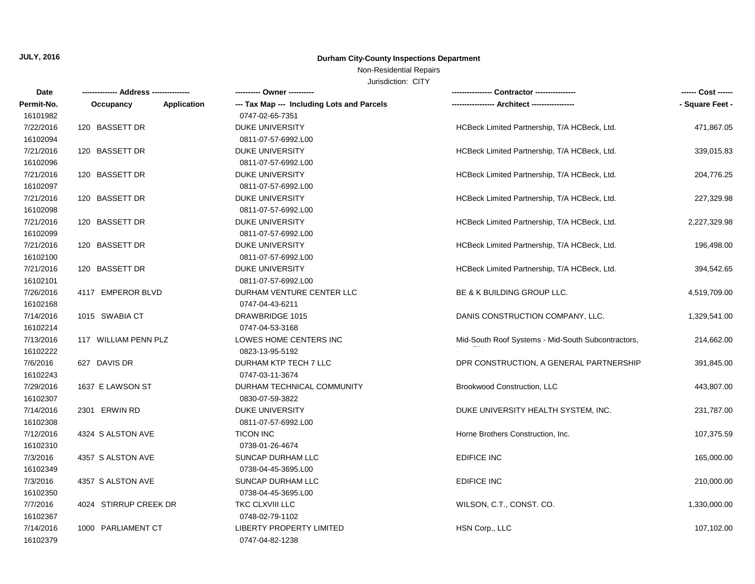**JULY, 2016**

**Durham City-County Inspections Department**

Non-Residential Repairs

Jurisdiction: CITY

| Date<br>Permit-No. | Address<br>Occupancy / Application | Owner<br>Tax Map --- Including Lots and Parcels | Contractor<br>Architect | Cost<br>Square Feet |
|---|---|---|---|---|
| 16101982 | | 0747-02-65-7351 | | |
| 7/22/2016 | 120 BASSETT DR | DUKE UNIVERSITY | HCBeck Limited Partnership, T/A HCBeck, Ltd. | 471,867.05 |
| 16102094 | | 0811-07-57-6992.L00 | | |
| 7/21/2016 | 120 BASSETT DR | DUKE UNIVERSITY | HCBeck Limited Partnership, T/A HCBeck, Ltd. | 339,015.83 |
| 16102096 | | 0811-07-57-6992.L00 | | |
| 7/21/2016 | 120 BASSETT DR | DUKE UNIVERSITY | HCBeck Limited Partnership, T/A HCBeck, Ltd. | 204,776.25 |
| 16102097 | | 0811-07-57-6992.L00 | | |
| 7/21/2016 | 120 BASSETT DR | DUKE UNIVERSITY | HCBeck Limited Partnership, T/A HCBeck, Ltd. | 227,329.98 |
| 16102098 | | 0811-07-57-6992.L00 | | |
| 7/21/2016 | 120 BASSETT DR | DUKE UNIVERSITY | HCBeck Limited Partnership, T/A HCBeck, Ltd. | 2,227,329.98 |
| 16102099 | | 0811-07-57-6992.L00 | | |
| 7/21/2016 | 120 BASSETT DR | DUKE UNIVERSITY | HCBeck Limited Partnership, T/A HCBeck, Ltd. | 196,498.00 |
| 16102100 | | 0811-07-57-6992.L00 | | |
| 7/21/2016 | 120 BASSETT DR | DUKE UNIVERSITY | HCBeck Limited Partnership, T/A HCBeck, Ltd. | 394,542.65 |
| 16102101 | | 0811-07-57-6992.L00 | | |
| 7/26/2016 | 4117 EMPEROR BLVD | DURHAM VENTURE CENTER LLC | BE & K BUILDING GROUP LLC. | 4,519,709.00 |
| 16102168 | | 0747-04-43-6211 | | |
| 7/14/2016 | 1015 SWABIA CT | DRAWBRIDGE 1015 | DANIS CONSTRUCTION COMPANY, LLC. | 1,329,541.00 |
| 16102214 | | 0747-04-53-3168 | | |
| 7/13/2016 | 117 WILLIAM PENN PLZ | LOWES HOME CENTERS INC | Mid-South Roof Systems - Mid-South Subcontractors, | 214,662.00 |
| 16102222 | | 0823-13-95-5192 | | |
| 7/6/2016 | 627 DAVIS DR | DURHAM KTP TECH 7 LLC | DPR CONSTRUCTION, A GENERAL PARTNERSHIP | 391,845.00 |
| 16102243 | | 0747-03-11-3674 | | |
| 7/29/2016 | 1637 E LAWSON ST | DURHAM TECHNICAL COMMUNITY | Brookwood Construction, LLC | 443,807.00 |
| 16102307 | | 0830-07-59-3822 | | |
| 7/14/2016 | 2301 ERWIN RD | DUKE UNIVERSITY | DUKE UNIVERSITY HEALTH SYSTEM, INC. | 231,787.00 |
| 16102308 | | 0811-07-57-6992.L00 | | |
| 7/12/2016 | 4324 S ALSTON AVE | TICON INC | Horne Brothers Construction, Inc. | 107,375.59 |
| 16102310 | | 0738-01-26-4674 | | |
| 7/3/2016 | 4357 S ALSTON AVE | SUNCAP DURHAM LLC | EDIFICE INC | 165,000.00 |
| 16102349 | | 0738-04-45-3695.L00 | | |
| 7/3/2016 | 4357 S ALSTON AVE | SUNCAP DURHAM LLC | EDIFICE INC | 210,000.00 |
| 16102350 | | 0738-04-45-3695.L00 | | |
| 7/7/2016 | 4024 STIRRUP CREEK DR | TKC CLXVIII LLC | WILSON, C.T., CONST. CO. | 1,330,000.00 |
| 16102367 | | 0748-02-79-1102 | | |
| 7/14/2016 | 1000 PARLIAMENT CT | LIBERTY PROPERTY LIMITED | HSN Corp., LLC | 107,102.00 |
| 16102379 | | 0747-04-82-1238 | | |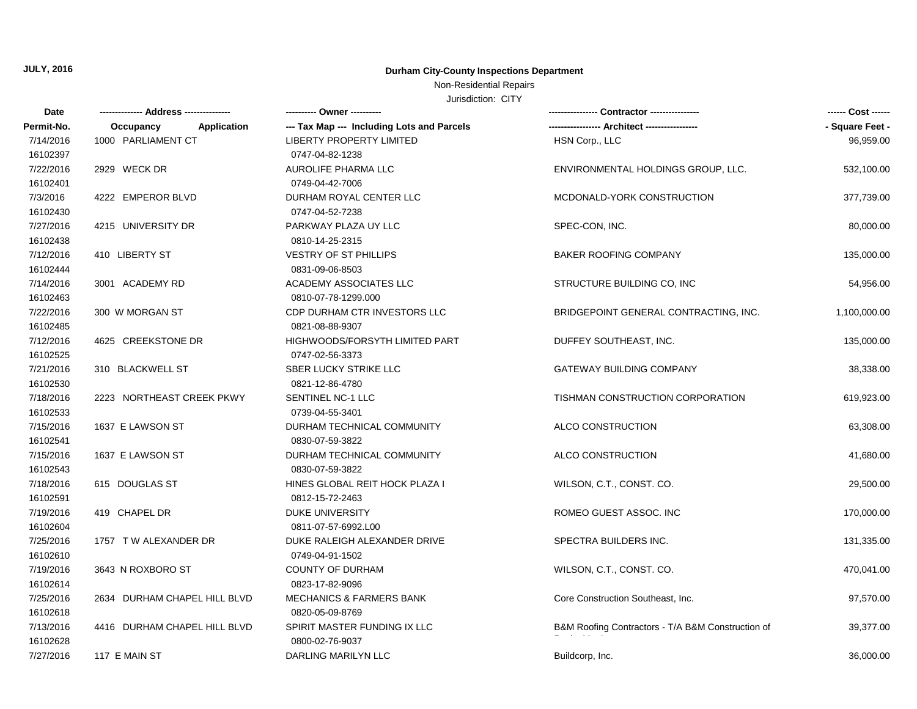**JULY, 2016**

**Durham City-County Inspections Department**

Non-Residential Repairs

Jurisdiction: CITY

| Date<br>Permit-No. | -------------- Address --------------<br>Occupancy Application | ---------- Owner ----------<br>--- Tax Map --- Including Lots and Parcels | ---------------- Contractor ----------------<br>----------------- Architect ----------------- | ------ Cost ------<br>- Square Feet - |
|---|---|---|---|---|
| 7/14/2016<br>16102397 | 1000 PARLIAMENT CT | LIBERTY PROPERTY LIMITED<br>0747-04-82-1238 | HSN Corp., LLC | 96,959.00 |
| 7/22/2016<br>16102401 | 2929 WECK DR | AUROLIFE PHARMA LLC<br>0749-04-42-7006 | ENVIRONMENTAL HOLDINGS GROUP, LLC. | 532,100.00 |
| 7/3/2016<br>16102430 | 4222 EMPEROR BLVD | DURHAM ROYAL CENTER LLC<br>0747-04-52-7238 | MCDONALD-YORK CONSTRUCTION | 377,739.00 |
| 7/27/2016<br>16102438 | 4215 UNIVERSITY DR | PARKWAY PLAZA UY LLC<br>0810-14-25-2315 | SPEC-CON, INC. | 80,000.00 |
| 7/12/2016<br>16102444 | 410 LIBERTY ST | VESTRY OF ST PHILLIPS<br>0831-09-06-8503 | BAKER ROOFING COMPANY | 135,000.00 |
| 7/14/2016<br>16102463 | 3001 ACADEMY RD | ACADEMY ASSOCIATES LLC<br>0810-07-78-1299.000 | STRUCTURE BUILDING CO, INC | 54,956.00 |
| 7/22/2016<br>16102485 | 300 W MORGAN ST | CDP DURHAM CTR INVESTORS LLC<br>0821-08-88-9307 | BRIDGEPOINT GENERAL CONTRACTING, INC. | 1,100,000.00 |
| 7/12/2016<br>16102525 | 4625 CREEKSTONE DR | HIGHWOODS/FORSYTH LIMITED PART<br>0747-02-56-3373 | DUFFEY SOUTHEAST, INC. | 135,000.00 |
| 7/21/2016<br>16102530 | 310 BLACKWELL ST | SBER LUCKY STRIKE LLC<br>0821-12-86-4780 | GATEWAY BUILDING COMPANY | 38,338.00 |
| 7/18/2016<br>16102533 | 2223 NORTHEAST CREEK PKWY | SENTINEL NC-1 LLC<br>0739-04-55-3401 | TISHMAN CONSTRUCTION CORPORATION | 619,923.00 |
| 7/15/2016<br>16102541 | 1637 E LAWSON ST | DURHAM TECHNICAL COMMUNITY<br>0830-07-59-3822 | ALCO CONSTRUCTION | 63,308.00 |
| 7/15/2016<br>16102543 | 1637 E LAWSON ST | DURHAM TECHNICAL COMMUNITY<br>0830-07-59-3822 | ALCO CONSTRUCTION | 41,680.00 |
| 7/18/2016<br>16102591 | 615 DOUGLAS ST | HINES GLOBAL REIT HOCK PLAZA I<br>0812-15-72-2463 | WILSON, C.T., CONST. CO. | 29,500.00 |
| 7/19/2016<br>16102604 | 419 CHAPEL DR | DUKE UNIVERSITY<br>0811-07-57-6992.L00 | ROMEO GUEST ASSOC. INC | 170,000.00 |
| 7/25/2016<br>16102610 | 1757 T W ALEXANDER DR | DUKE RALEIGH ALEXANDER DRIVE<br>0749-04-91-1502 | SPECTRA BUILDERS INC. | 131,335.00 |
| 7/19/2016<br>16102614 | 3643 N ROXBORO ST | COUNTY OF DURHAM<br>0823-17-82-9096 | WILSON, C.T., CONST. CO. | 470,041.00 |
| 7/25/2016<br>16102618 | 2634 DURHAM CHAPEL HILL BLVD | MECHANICS & FARMERS BANK<br>0820-05-09-8769 | Core Construction Southeast, Inc. | 97,570.00 |
| 7/13/2016<br>16102628 | 4416 DURHAM CHAPEL HILL BLVD | SPIRIT MASTER FUNDING IX LLC<br>0800-02-76-9037 | B&M Roofing Contractors - T/A B&M Construction of | 39,377.00 |
| 7/27/2016 | 117 E MAIN ST | DARLING MARILYN LLC | Buildcorp, Inc. | 36,000.00 |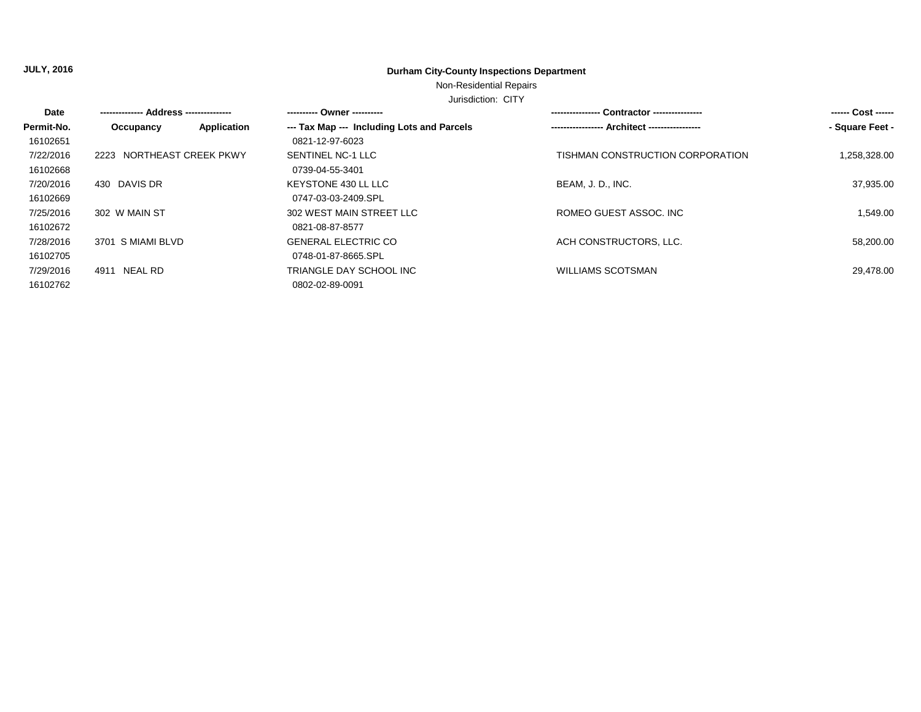**JULY, 2016**

**Durham City-County Inspections Department**

Non-Residential Repairs

Jurisdiction: CITY

| Date<br>Permit-No. | -------------- Address ---------------<br>Occupancy Application | ---------- Owner ----------<br>--- Tax Map --- Including Lots and Parcels | ---------------- Contractor ----------------<br>----------------- Architect ----------------- | ------ Cost ------<br>- Square Feet - |
|---|---|---|---|---|
| 16102651 | | 0821-12-97-6023 | | |
| 7/22/2016 | 2223 NORTHEAST CREEK PKWY | SENTINEL NC-1 LLC | TISHMAN CONSTRUCTION CORPORATION | 1,258,328.00 |
| 16102668 | | 0739-04-55-3401 | | |
| 7/20/2016 | 430 DAVIS DR | KEYSTONE 430 LL LLC | BEAM, J. D., INC. | 37,935.00 |
| 16102669 | | 0747-03-03-2409.SPL | | |
| 7/25/2016 | 302 W MAIN ST | 302 WEST MAIN STREET LLC | ROMEO GUEST ASSOC. INC | 1,549.00 |
| 16102672 | | 0821-08-87-8577 | | |
| 7/28/2016 | 3701 S MIAMI BLVD | GENERAL ELECTRIC CO | ACH CONSTRUCTORS, LLC. | 58,200.00 |
| 16102705 | | 0748-01-87-8665.SPL | | |
| 7/29/2016 | 4911 NEAL RD | TRIANGLE DAY SCHOOL INC | WILLIAMS SCOTSMAN | 29,478.00 |
| 16102762 | | 0802-02-89-0091 | | |